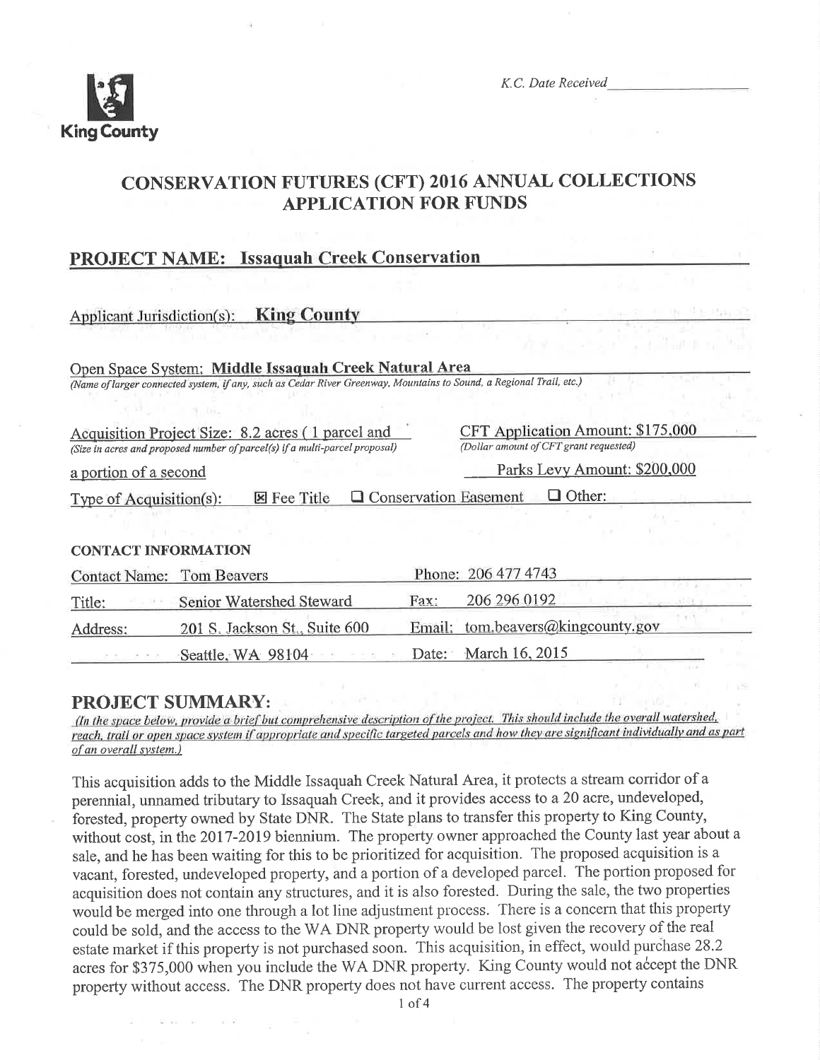King County

*K.C. Date Received* ____________

# CONSERVATION FUTURES (CFT) 2016 ANNUAL COLLECTIONS APPLICATION FOR FUNDS

## PROJECT NAME: Issaquah Creek Conservation

Applicant Jurisdiction(s): **King County**

Open Space System: **Middle Issaquah Creek Natural Area**
*(Name of larger connected system, if any, such as Cedar River Greenway, Mountains to Sound, a Regional Trail, etc.)*

Acquisition Project Size: 8.2 acres ( 1 parcel and a portion of a second
*(Size in acres and proposed number of parcel(s) if a multi-parcel proposal)*

CFT Application Amount: $175,000
*(Dollar amount of CFT grant requested)*

Parks Levy Amount: $200,000

Type of Acquisition(s): ☒ Fee Title ☐ Conservation Easement ☐ Other:

### CONTACT INFORMATION

| | | | |
|---|---|---|---|
| Contact Name: | Tom Beavers | Phone: | 206 477 4743 |
| Title: | Senior Watershed Steward | Fax: | 206 296 0192 |
| Address: | 201 S. Jackson St., Suite 600 | Email: | tom.beavers@kingcounty.gov |
| | Seattle, WA 98104 | Date: | March 16, 2015 |

## PROJECT SUMMARY:

*(In the space below, provide a brief but comprehensive description of the project. This should include the overall watershed, reach, trail or open space system if appropriate and specific targeted parcels and how they are significant individually and as part of an overall system.)*

This acquisition adds to the Middle Issaquah Creek Natural Area, it protects a stream corridor of a perennial, unnamed tributary to Issaquah Creek, and it provides access to a 20 acre, undeveloped, forested, property owned by State DNR. The State plans to transfer this property to King County, without cost, in the 2017-2019 biennium. The property owner approached the County last year about a sale, and he has been waiting for this to be prioritized for acquisition. The proposed acquisition is a vacant, forested, undeveloped property, and a portion of a developed parcel. The portion proposed for acquisition does not contain any structures, and it is also forested. During the sale, the two properties would be merged into one through a lot line adjustment process. There is a concern that this property could be sold, and the access to the WA DNR property would be lost given the recovery of the real estate market if this property is not purchased soon. This acquisition, in effect, would purchase 28.2 acres for $375,000 when you include the WA DNR property. King County would not accept the DNR property without access. The DNR property does not have current access. The property contains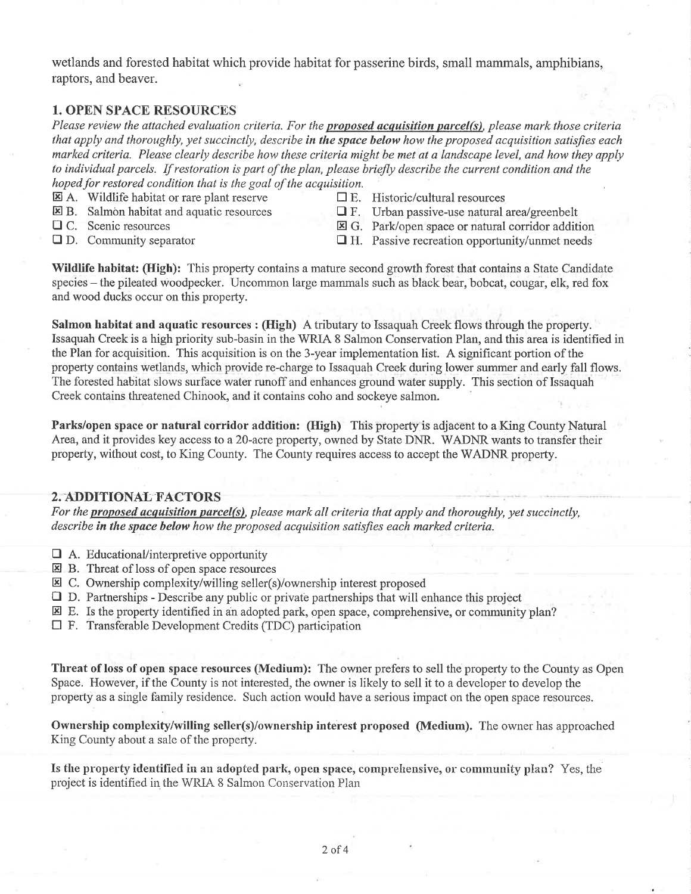wetlands and forested habitat which provide habitat for passerine birds, small mammals, amphibians, raptors, and beaver.

## 1. OPEN SPACE RESOURCES

*Please review the attached evaluation criteria. For the* ***proposed acquisition parcel(s)****, please mark those criteria that apply and thoroughly, yet succinctly, describe* ***in the space below*** *how the proposed acquisition satisfies each marked criteria. Please clearly describe how these criteria might be met at a landscape level, and how they apply to individual parcels. If restoration is part of the plan, please briefly describe the current condition and the hoped for restored condition that is the goal of the acquisition.*

- ☒ A. Wildlife habitat or rare plant reserve
- ☒ B. Salmon habitat and aquatic resources
- ☐ C. Scenic resources
- ☐ D. Community separator
- ☐ E. Historic/cultural resources
- ☐ F. Urban passive-use natural area/greenbelt
- ☒ G. Park/open space or natural corridor addition
- ☐ H. Passive recreation opportunity/unmet needs

**Wildlife habitat: (High):** This property contains a mature second growth forest that contains a State Candidate species – the pileated woodpecker. Uncommon large mammals such as black bear, bobcat, cougar, elk, red fox and wood ducks occur on this property.

**Salmon habitat and aquatic resources : (High)** A tributary to Issaquah Creek flows through the property. Issaquah Creek is a high priority sub-basin in the WRIA 8 Salmon Conservation Plan, and this area is identified in the Plan for acquisition. This acquisition is on the 3-year implementation list. A significant portion of the property contains wetlands, which provide re-charge to Issaquah Creek during lower summer and early fall flows. The forested habitat slows surface water runoff and enhances ground water supply. This section of Issaquah Creek contains threatened Chinook, and it contains coho and sockeye salmon.

**Parks/open space or natural corridor addition: (High)** This property is adjacent to a King County Natural Area, and it provides key access to a 20-acre property, owned by State DNR. WADNR wants to transfer their property, without cost, to King County. The County requires access to accept the WADNR property.

## 2. ADDITIONAL FACTORS

*For the* ***proposed acquisition parcel(s)****, please mark all criteria that apply and thoroughly, yet succinctly, describe* ***in the space below*** *how the proposed acquisition satisfies each marked criteria.*

- ☐ A. Educational/interpretive opportunity
- ☒ B. Threat of loss of open space resources
- ☒ C. Ownership complexity/willing seller(s)/ownership interest proposed
- ☐ D. Partnerships - Describe any public or private partnerships that will enhance this project
- ☒ E. Is the property identified in an adopted park, open space, comprehensive, or community plan?
- ☐ F. Transferable Development Credits (TDC) participation

**Threat of loss of open space resources (Medium):** The owner prefers to sell the property to the County as Open Space. However, if the County is not interested, the owner is likely to sell it to a developer to develop the property as a single family residence. Such action would have a serious impact on the open space resources.

**Ownership complexity/willing seller(s)/ownership interest proposed (Medium).** The owner has approached King County about a sale of the property.

**Is the property identified in an adopted park, open space, comprehensive, or community plan?** Yes, the project is identified in the WRIA 8 Salmon Conservation Plan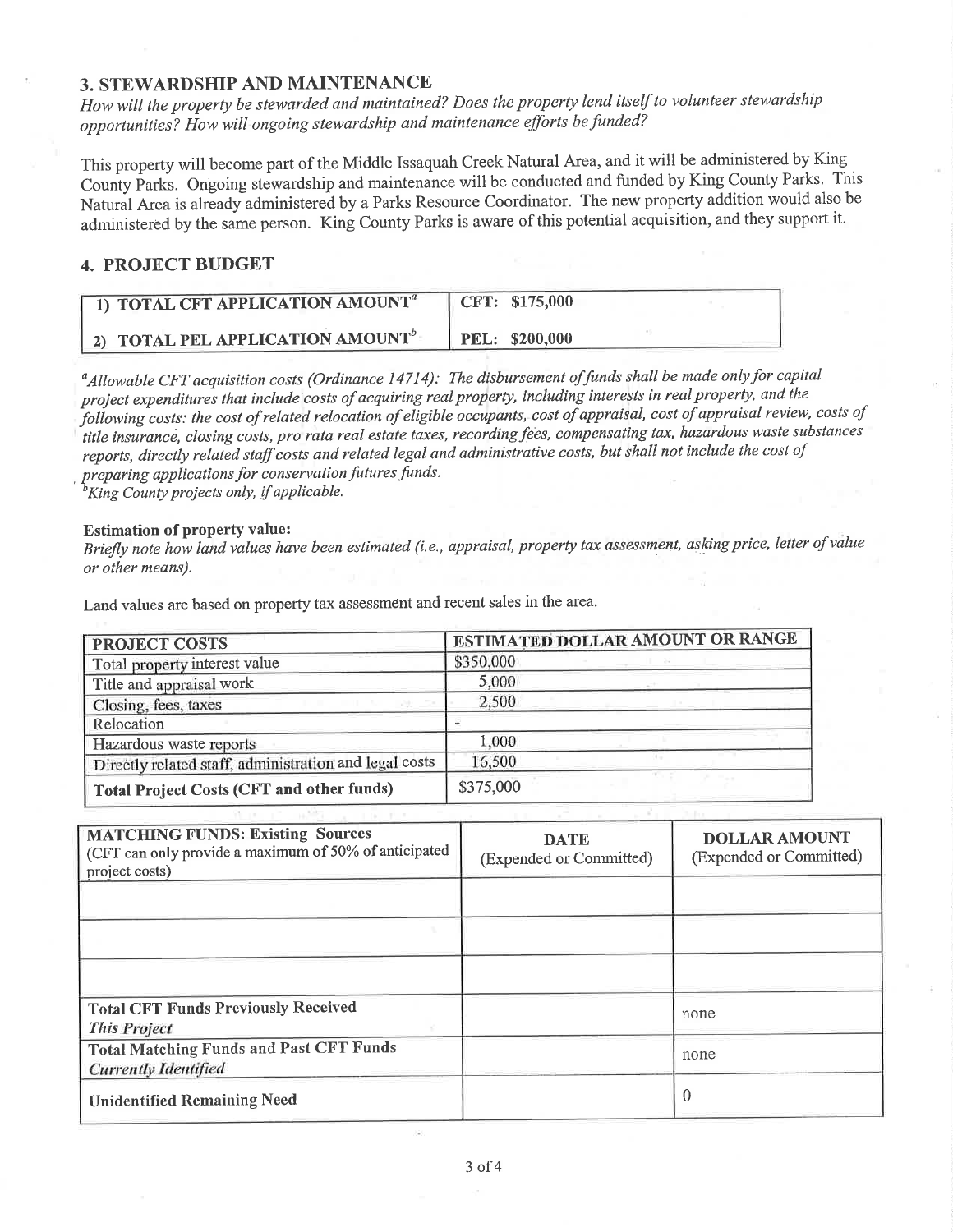## 3. STEWARDSHIP AND MAINTENANCE

*How will the property be stewarded and maintained? Does the property lend itself to volunteer stewardship opportunities? How will ongoing stewardship and maintenance efforts be funded?*

This property will become part of the Middle Issaquah Creek Natural Area, and it will be administered by King County Parks. Ongoing stewardship and maintenance will be conducted and funded by King County Parks. This Natural Area is already administered by a Parks Resource Coordinator. The new property addition would also be administered by the same person. King County Parks is aware of this potential acquisition, and they support it.

## 4. PROJECT BUDGET

| | |
|---|---|
| **1) TOTAL CFT APPLICATION AMOUNT[a]** | **CFT: $175,000** |
| **2) TOTAL PEL APPLICATION AMOUNT[b]** | **PEL: $200,000** |

*[a]Allowable CFT acquisition costs (Ordinance 14714): The disbursement of funds shall be made only for capital project expenditures that include costs of acquiring real property, including interests in real property, and the following costs: the cost of related relocation of eligible occupants, cost of appraisal, cost of appraisal review, costs of title insurance, closing costs, pro rata real estate taxes, recording fees, compensating tax, hazardous waste substances reports, directly related staff costs and related legal and administrative costs, but shall not include the cost of preparing applications for conservation futures funds.*

*[b]King County projects only, if applicable.*

**Estimation of property value:**

*Briefly note how land values have been estimated (i.e., appraisal, property tax assessment, asking price, letter of value or other means).*

Land values are based on property tax assessment and recent sales in the area.

| PROJECT COSTS | ESTIMATED DOLLAR AMOUNT OR RANGE |
|---|---|
| Total property interest value | $350,000 |
| Title and appraisal work | 5,000 |
| Closing, fees, taxes | 2,500 |
| Relocation | - |
| Hazardous waste reports | 1,000 |
| Directly related staff, administration and legal costs | 16,500 |
| **Total Project Costs (CFT and other funds)** | $375,000 |

| **MATCHING FUNDS: Existing Sources** (CFT can only provide a maximum of 50% of anticipated project costs) | **DATE** (Expended or Committed) | **DOLLAR AMOUNT** (Expended or Committed) |
|---|---|---|
| | | |
| | | |
| | | |
| **Total CFT Funds Previously Received** ***This Project*** | | none |
| **Total Matching Funds and Past CFT Funds** ***Currently Identified*** | | none |
| **Unidentified Remaining Need** | | 0 |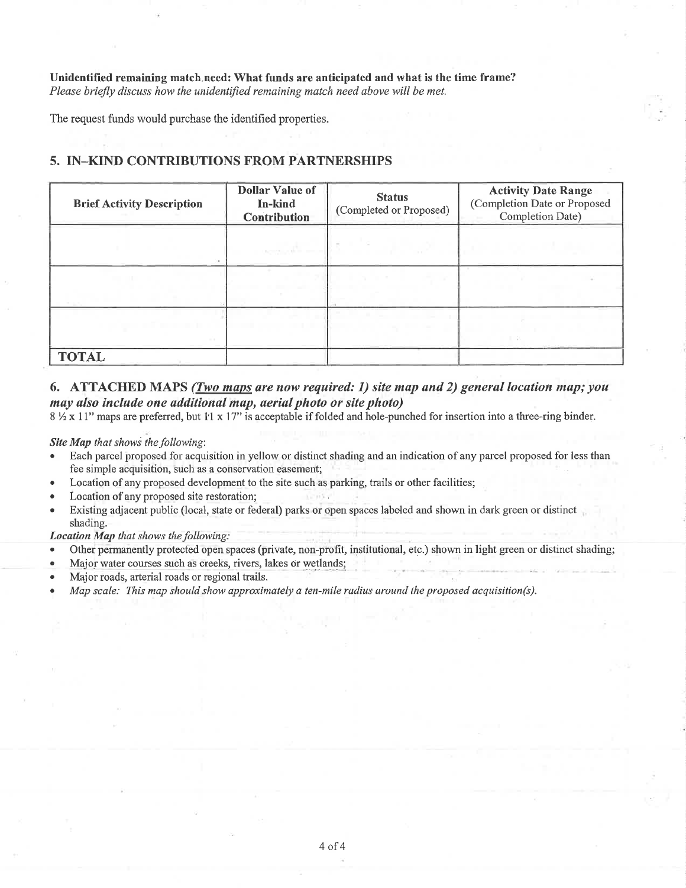**Unidentified remaining match need: What funds are anticipated and what is the time frame?**
*Please briefly discuss how the unidentified remaining match need above will be met.*

The request funds would purchase the identified properties.

## 5. IN–KIND CONTRIBUTIONS FROM PARTNERSHIPS

| Brief Activity Description | Dollar Value of In-kind Contribution | Status (Completed or Proposed) | Activity Date Range (Completion Date or Proposed Completion Date) |
|---|---|---|---|
| | | | |
| | | | |
| | | | |
| **TOTAL** | | | |

## 6. ATTACHED MAPS *(Two maps are now required: 1) site map and 2) general location map; you may also include one additional map, aerial photo or site photo)*

8 ½ x 11" maps are preferred, but 11 x 17" is acceptable if folded and hole-punched for insertion into a three-ring binder.

***Site Map** that shows the following*:

- Each parcel proposed for acquisition in yellow or distinct shading and an indication of any parcel proposed for less than fee simple acquisition, such as a conservation easement;
- Location of any proposed development to the site such as parking, trails or other facilities;
- Location of any proposed site restoration;
- Existing adjacent public (local, state or federal) parks or open spaces labeled and shown in dark green or distinct shading.

***Location Map** that shows the following:*

- Other permanently protected open spaces (private, non-profit, institutional, etc.) shown in light green or distinct shading;
- Major water courses such as creeks, rivers, lakes or wetlands;
- Major roads, arterial roads or regional trails.
- *Map scale: This map should show approximately a ten-mile radius around the proposed acquisition(s).*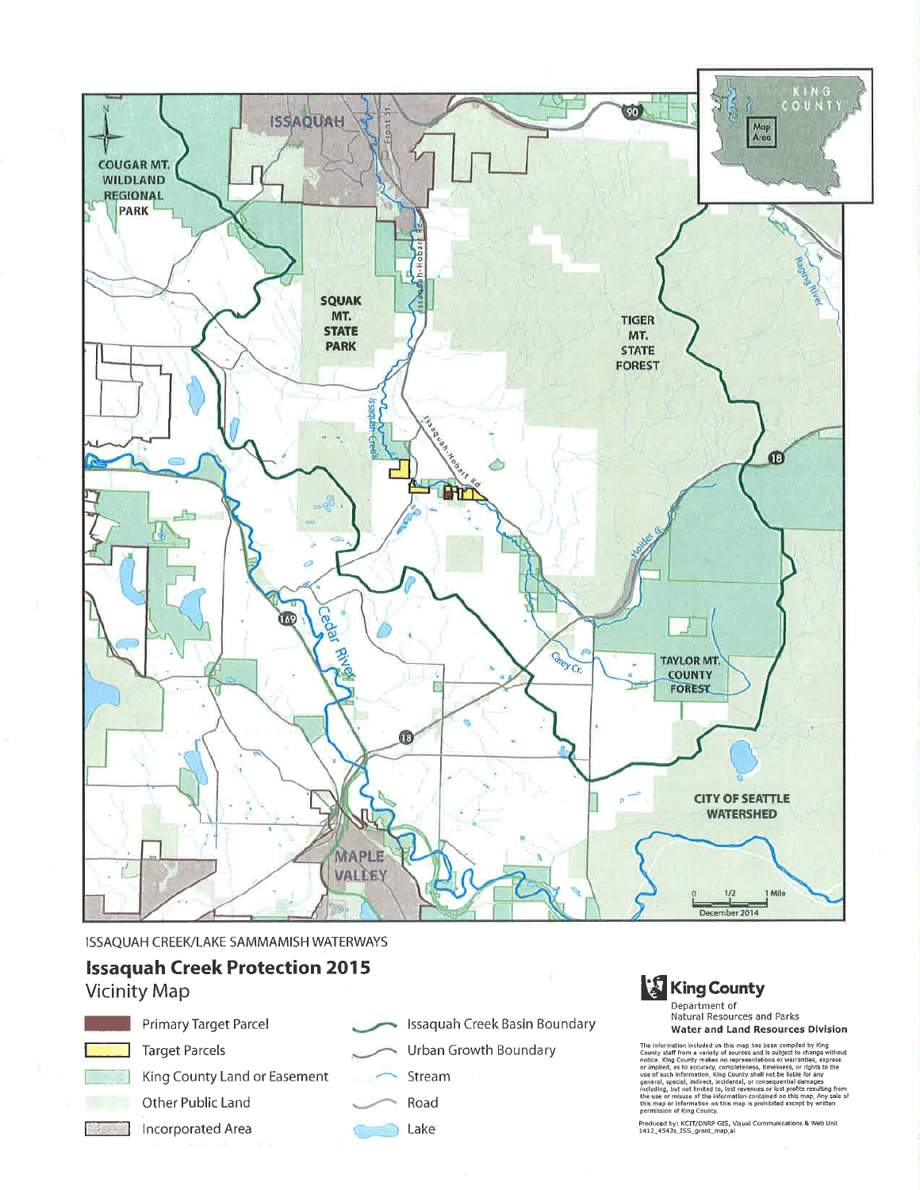ISSAQUAH CREEK/LAKE SAMMAMISH WATERWAYS

## Issaquah Creek Protection 2015

Vicinity Map

- Primary Target Parcel
- Target Parcels
- King County Land or Easement
- Other Public Land
- Incorporated Area
- Issaquah Creek Basin Boundary
- Urban Growth Boundary
- Stream
- Road
- Lake

**King County**
Department of
Natural Resources and Parks
**Water and Land Resources Division**

The information included on this map has been compiled by King County staff from a variety of sources and is subject to change without notice. King County makes no representations or warranties, express or implied, as to accuracy, completeness, timeliness, or rights to the use of such information. King County shall not be liable for any general, special, indirect, incidental, or consequential damages including, but not limited to, lost revenues or lost profits resulting from the use or misuse of the information contained on this map. Any sale of this map or information on this map is prohibited except by written permission of King County.

Produced by: KCIT/DNRP GIS, Visual Communications & Web Unit
1412_4543s_ISS_grant_map.ai

December 2014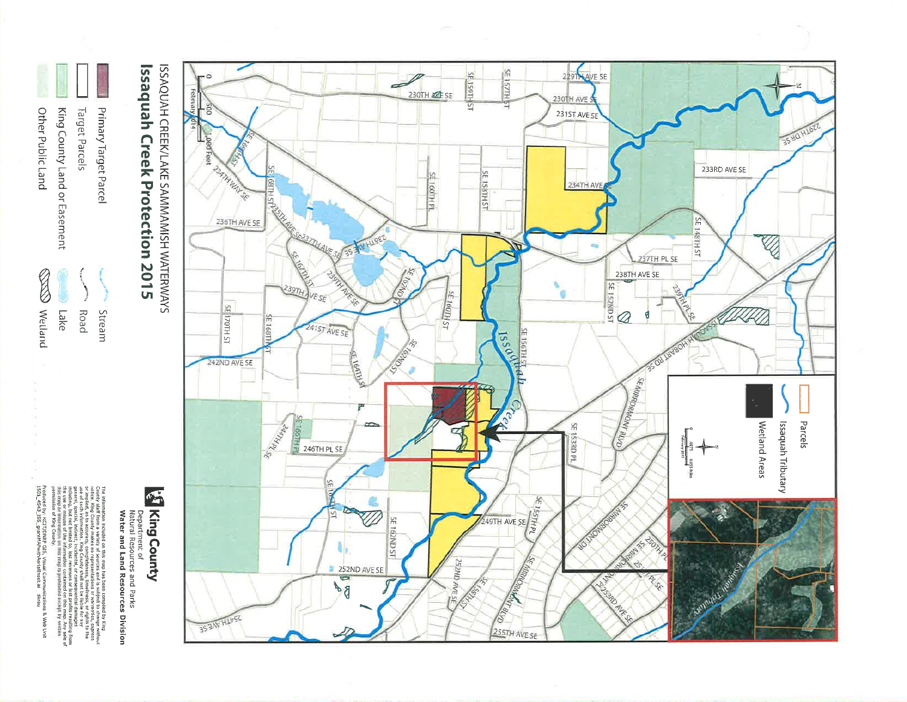# Issaquah Creek Protection 2015

ISSAQUAH CREEK/LAKE SAMMAMISH WATERWAYS

**Legend**

- Primary Target Parcel
- Target Parcels
- King County Land or Easement
- Other Public Land
- Stream
- Road
- Lake
- Wetland

0 500 1,000 Feet

February 2014

**Inset legend**

- Parcels
- Issaquah Tributary
- Wetland Areas

**King County**
Department of
Natural Resources and Parks
**Water and Land Resources Division**

The information included on this map has been compiled by King County staff from a variety of sources and is subject to change without notice. King County makes no representations or warranties, express or implied, as to accuracy, completeness, timeliness, or rights to the use of such information. King County shall not be liable for any general, special, indirect, incidental, or consequential damages including, but not limited to, lost revenues or lost profits resulting from the use or misuse of the information contained on this map. Any sale of this map or information on this map is prohibited except by written permission of King County.

Produced by: KCIT/DNRP GIS, Visual Communications & Web Unit
1501_4543_ISS_grantAPwithAerialInset.ai skau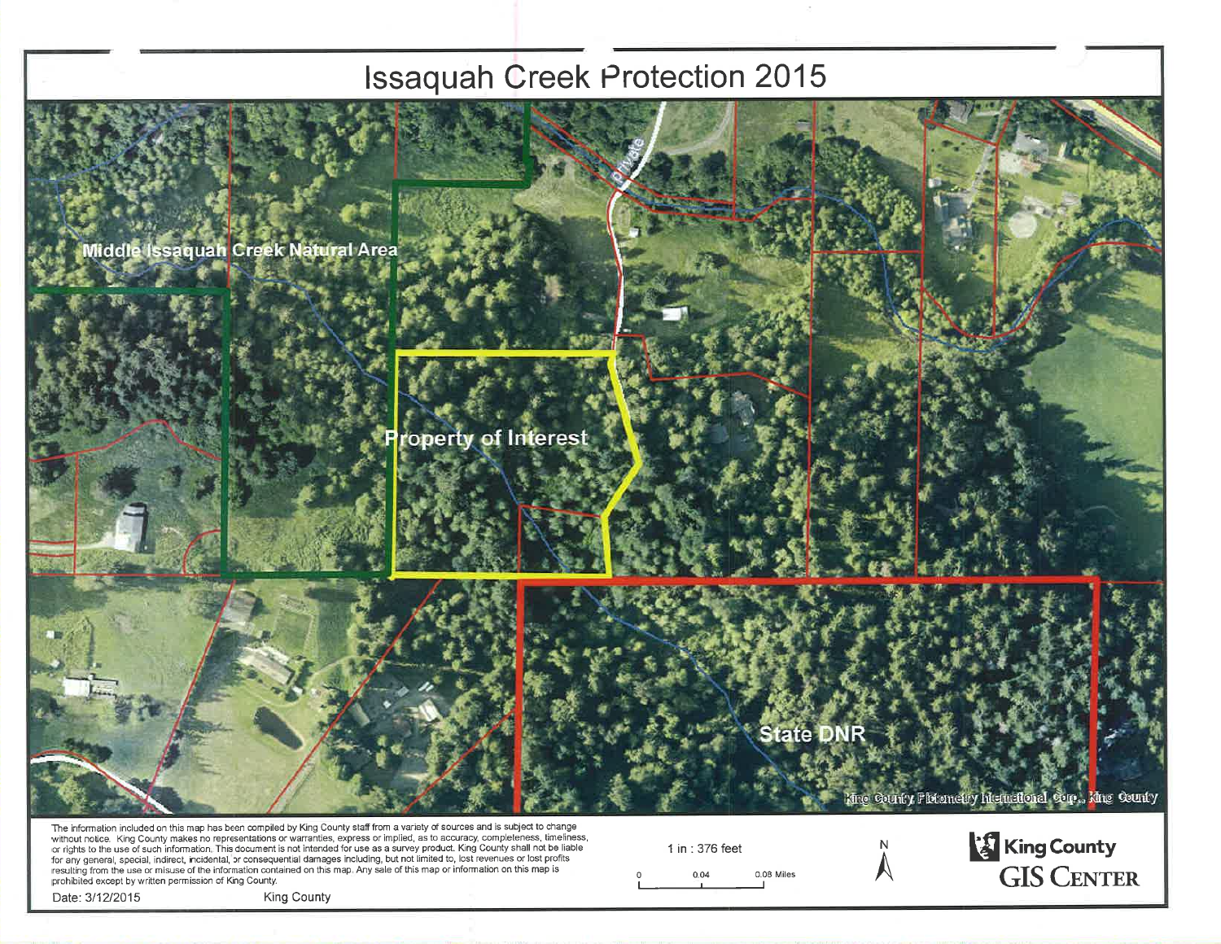# Issaquah Creek Protection 2015

Middle Issaquah Creek Natural Area

Property of Interest

State DNR

Private

King County, Pictometry International Corp., King County

The information included on this map has been compiled by King County staff from a variety of sources and is subject to change without notice. King County makes no representations or warranties, express or implied, as to accuracy, completeness, timeliness, or rights to the use of such information. This document is not intended for use as a survey product. King County shall not be liable for any general, special, indirect, incidental, or consequential damages including, but not limited to, lost revenues or lost profits resulting from the use or misuse of the information contained on this map. Any sale of this map or information on this map is prohibited except by written permission of King County.

Date: 3/12/2015

King County

1 in : 376 feet

0 0.04 0.08 Miles

N

King County GIS Center